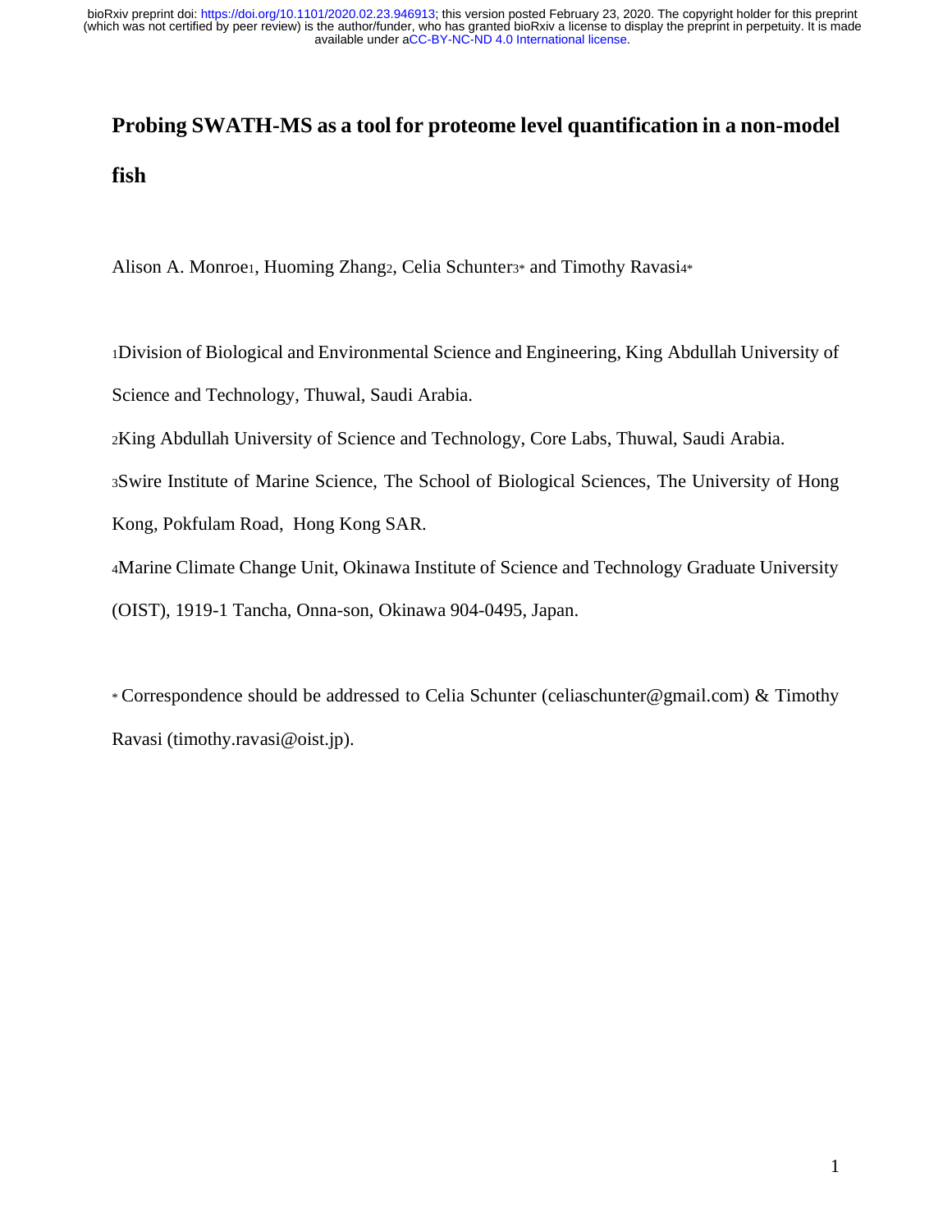# Probing SWATH-MS as a tool for proteome level quantification in a non-model fish

Alison A. Monroe[1], Huoming Zhang[2], Celia Schunter[3*] and Timothy Ravasi[4*]

[1]Division of Biological and Environmental Science and Engineering, King Abdullah University of Science and Technology, Thuwal, Saudi Arabia.

[2]King Abdullah University of Science and Technology, Core Labs, Thuwal, Saudi Arabia.

[3]Swire Institute of Marine Science, The School of Biological Sciences, The University of Hong Kong, Pokfulam Road, Hong Kong SAR.

[4]Marine Climate Change Unit, Okinawa Institute of Science and Technology Graduate University (OIST), 1919-1 Tancha, Onna-son, Okinawa 904-0495, Japan.

[*] Correspondence should be addressed to Celia Schunter (celiaschunter@gmail.com) & Timothy Ravasi (timothy.ravasi@oist.jp).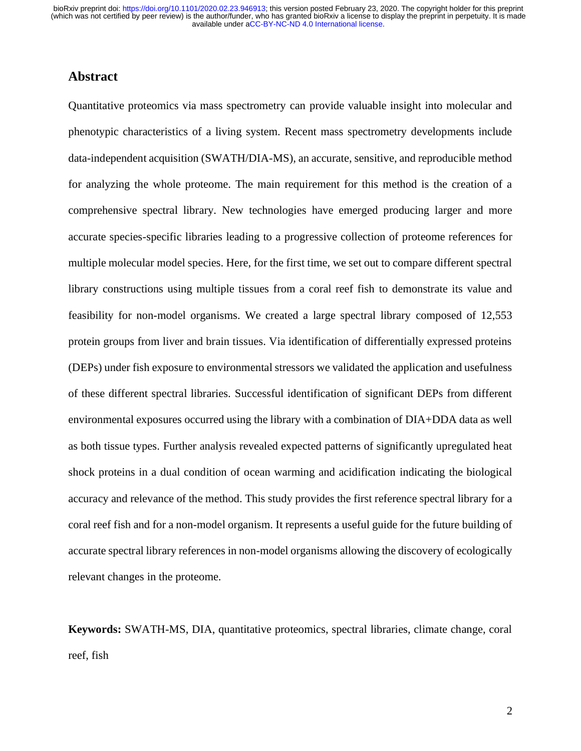## Abstract

Quantitative proteomics via mass spectrometry can provide valuable insight into molecular and phenotypic characteristics of a living system. Recent mass spectrometry developments include data-independent acquisition (SWATH/DIA-MS), an accurate, sensitive, and reproducible method for analyzing the whole proteome. The main requirement for this method is the creation of a comprehensive spectral library. New technologies have emerged producing larger and more accurate species-specific libraries leading to a progressive collection of proteome references for multiple molecular model species. Here, for the first time, we set out to compare different spectral library constructions using multiple tissues from a coral reef fish to demonstrate its value and feasibility for non-model organisms. We created a large spectral library composed of 12,553 protein groups from liver and brain tissues. Via identification of differentially expressed proteins (DEPs) under fish exposure to environmental stressors we validated the application and usefulness of these different spectral libraries. Successful identification of significant DEPs from different environmental exposures occurred using the library with a combination of DIA+DDA data as well as both tissue types. Further analysis revealed expected patterns of significantly upregulated heat shock proteins in a dual condition of ocean warming and acidification indicating the biological accuracy and relevance of the method. This study provides the first reference spectral library for a coral reef fish and for a non-model organism. It represents a useful guide for the future building of accurate spectral library references in non-model organisms allowing the discovery of ecologically relevant changes in the proteome.

**Keywords:** SWATH-MS, DIA, quantitative proteomics, spectral libraries, climate change, coral reef, fish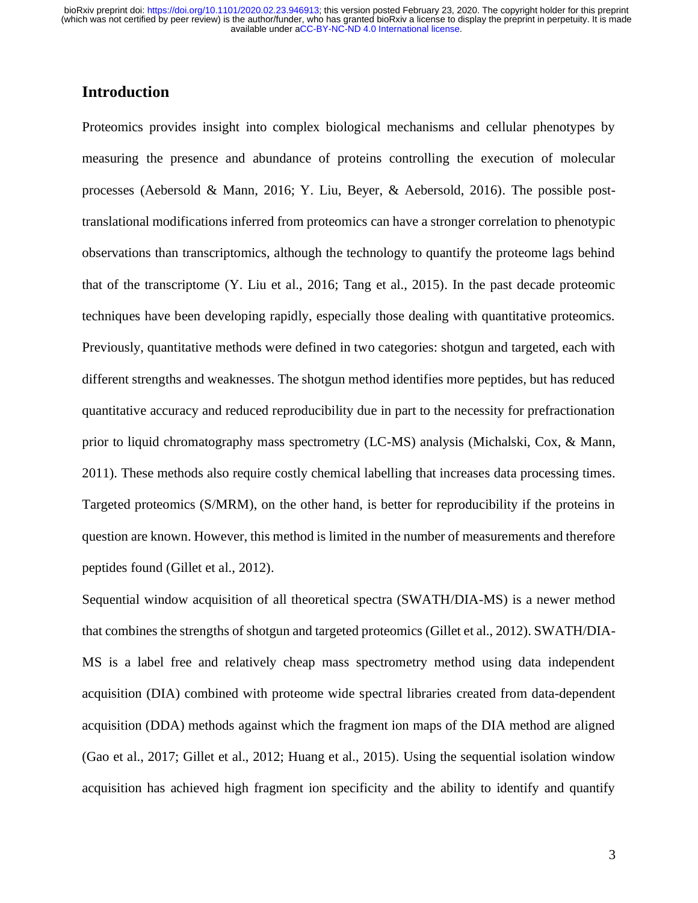## Introduction

Proteomics provides insight into complex biological mechanisms and cellular phenotypes by measuring the presence and abundance of proteins controlling the execution of molecular processes (Aebersold & Mann, 2016; Y. Liu, Beyer, & Aebersold, 2016). The possible post-translational modifications inferred from proteomics can have a stronger correlation to phenotypic observations than transcriptomics, although the technology to quantify the proteome lags behind that of the transcriptome (Y. Liu et al., 2016; Tang et al., 2015). In the past decade proteomic techniques have been developing rapidly, especially those dealing with quantitative proteomics. Previously, quantitative methods were defined in two categories: shotgun and targeted, each with different strengths and weaknesses. The shotgun method identifies more peptides, but has reduced quantitative accuracy and reduced reproducibility due in part to the necessity for prefractionation prior to liquid chromatography mass spectrometry (LC-MS) analysis (Michalski, Cox, & Mann, 2011). These methods also require costly chemical labelling that increases data processing times. Targeted proteomics (S/MRM), on the other hand, is better for reproducibility if the proteins in question are known. However, this method is limited in the number of measurements and therefore peptides found (Gillet et al., 2012).

Sequential window acquisition of all theoretical spectra (SWATH/DIA-MS) is a newer method that combines the strengths of shotgun and targeted proteomics (Gillet et al., 2012). SWATH/DIA-MS is a label free and relatively cheap mass spectrometry method using data independent acquisition (DIA) combined with proteome wide spectral libraries created from data-dependent acquisition (DDA) methods against which the fragment ion maps of the DIA method are aligned (Gao et al., 2017; Gillet et al., 2012; Huang et al., 2015). Using the sequential isolation window acquisition has achieved high fragment ion specificity and the ability to identify and quantify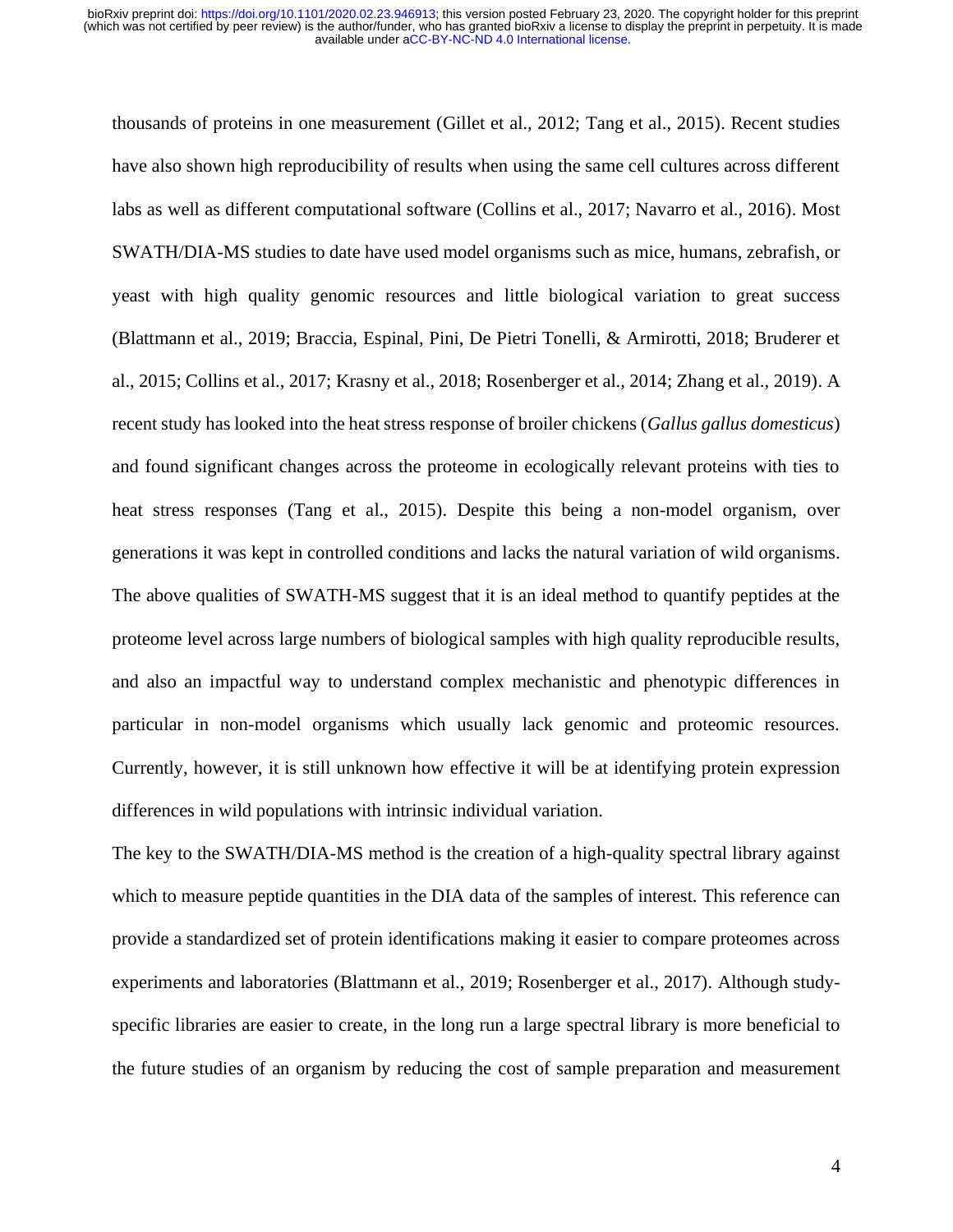thousands of proteins in one measurement (Gillet et al., 2012; Tang et al., 2015). Recent studies have also shown high reproducibility of results when using the same cell cultures across different labs as well as different computational software (Collins et al., 2017; Navarro et al., 2016). Most SWATH/DIA-MS studies to date have used model organisms such as mice, humans, zebrafish, or yeast with high quality genomic resources and little biological variation to great success (Blattmann et al., 2019; Braccia, Espinal, Pini, De Pietri Tonelli, & Armirotti, 2018; Bruderer et al., 2015; Collins et al., 2017; Krasny et al., 2018; Rosenberger et al., 2014; Zhang et al., 2019). A recent study has looked into the heat stress response of broiler chickens (*Gallus gallus domesticus*) and found significant changes across the proteome in ecologically relevant proteins with ties to heat stress responses (Tang et al., 2015). Despite this being a non-model organism, over generations it was kept in controlled conditions and lacks the natural variation of wild organisms. The above qualities of SWATH-MS suggest that it is an ideal method to quantify peptides at the proteome level across large numbers of biological samples with high quality reproducible results, and also an impactful way to understand complex mechanistic and phenotypic differences in particular in non-model organisms which usually lack genomic and proteomic resources. Currently, however, it is still unknown how effective it will be at identifying protein expression differences in wild populations with intrinsic individual variation.

The key to the SWATH/DIA-MS method is the creation of a high-quality spectral library against which to measure peptide quantities in the DIA data of the samples of interest. This reference can provide a standardized set of protein identifications making it easier to compare proteomes across experiments and laboratories (Blattmann et al., 2019; Rosenberger et al., 2017). Although study-specific libraries are easier to create, in the long run a large spectral library is more beneficial to the future studies of an organism by reducing the cost of sample preparation and measurement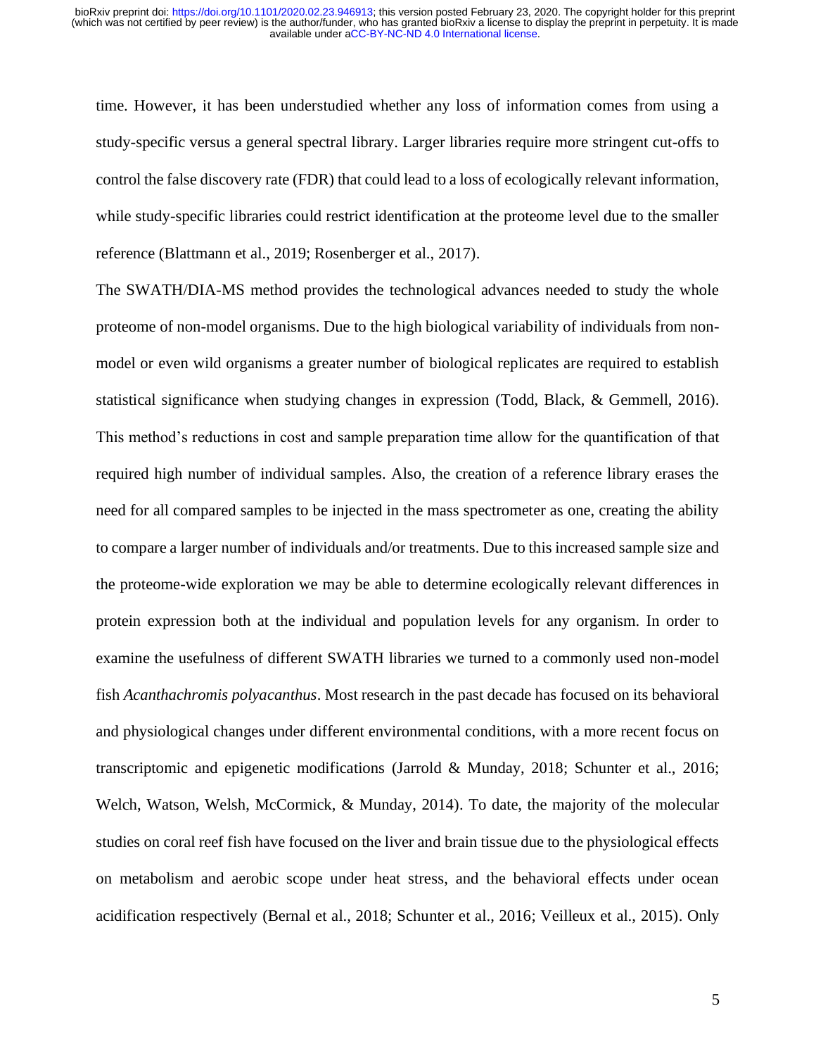time. However, it has been understudied whether any loss of information comes from using a study-specific versus a general spectral library. Larger libraries require more stringent cut-offs to control the false discovery rate (FDR) that could lead to a loss of ecologically relevant information, while study-specific libraries could restrict identification at the proteome level due to the smaller reference (Blattmann et al., 2019; Rosenberger et al., 2017).

The SWATH/DIA-MS method provides the technological advances needed to study the whole proteome of non-model organisms. Due to the high biological variability of individuals from non-model or even wild organisms a greater number of biological replicates are required to establish statistical significance when studying changes in expression (Todd, Black, & Gemmell, 2016). This method's reductions in cost and sample preparation time allow for the quantification of that required high number of individual samples. Also, the creation of a reference library erases the need for all compared samples to be injected in the mass spectrometer as one, creating the ability to compare a larger number of individuals and/or treatments. Due to this increased sample size and the proteome-wide exploration we may be able to determine ecologically relevant differences in protein expression both at the individual and population levels for any organism. In order to examine the usefulness of different SWATH libraries we turned to a commonly used non-model fish *Acanthachromis polyacanthus*. Most research in the past decade has focused on its behavioral and physiological changes under different environmental conditions, with a more recent focus on transcriptomic and epigenetic modifications (Jarrold & Munday, 2018; Schunter et al., 2016; Welch, Watson, Welsh, McCormick, & Munday, 2014). To date, the majority of the molecular studies on coral reef fish have focused on the liver and brain tissue due to the physiological effects on metabolism and aerobic scope under heat stress, and the behavioral effects under ocean acidification respectively (Bernal et al., 2018; Schunter et al., 2016; Veilleux et al., 2015). Only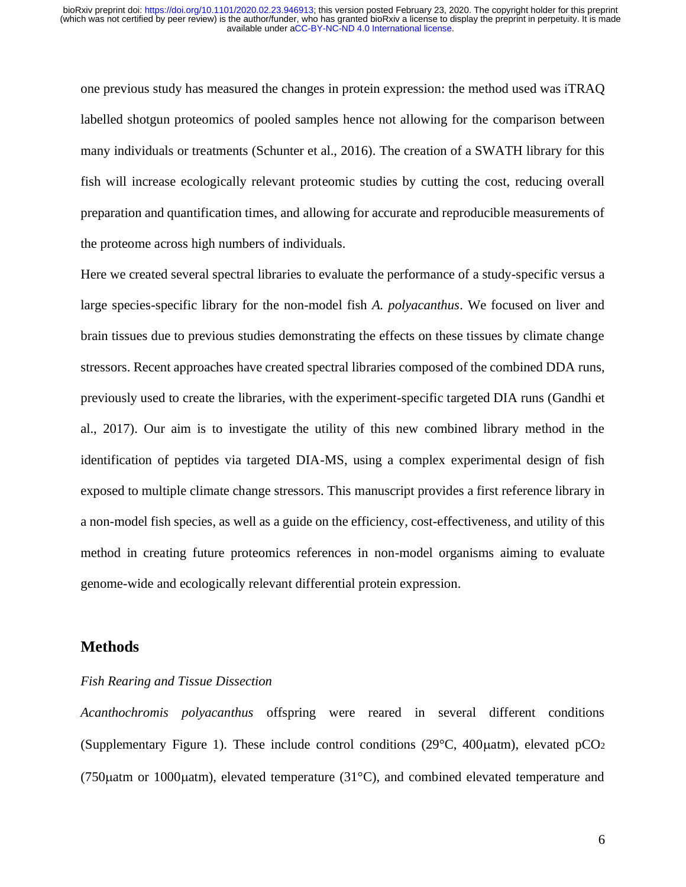one previous study has measured the changes in protein expression: the method used was iTRAQ labelled shotgun proteomics of pooled samples hence not allowing for the comparison between many individuals or treatments (Schunter et al., 2016). The creation of a SWATH library for this fish will increase ecologically relevant proteomic studies by cutting the cost, reducing overall preparation and quantification times, and allowing for accurate and reproducible measurements of the proteome across high numbers of individuals.

Here we created several spectral libraries to evaluate the performance of a study-specific versus a large species-specific library for the non-model fish *A. polyacanthus*. We focused on liver and brain tissues due to previous studies demonstrating the effects on these tissues by climate change stressors. Recent approaches have created spectral libraries composed of the combined DDA runs, previously used to create the libraries, with the experiment-specific targeted DIA runs (Gandhi et al., 2017). Our aim is to investigate the utility of this new combined library method in the identification of peptides via targeted DIA-MS, using a complex experimental design of fish exposed to multiple climate change stressors. This manuscript provides a first reference library in a non-model fish species, as well as a guide on the efficiency, cost-effectiveness, and utility of this method in creating future proteomics references in non-model organisms aiming to evaluate genome-wide and ecologically relevant differential protein expression.

## Methods

### *Fish Rearing and Tissue Dissection*

*Acanthochromis polyacanthus* offspring were reared in several different conditions (Supplementary Figure 1). These include control conditions (29°C, 400μatm), elevated $pCO_2$ (750μatm or 1000μatm), elevated temperature (31°C), and combined elevated temperature and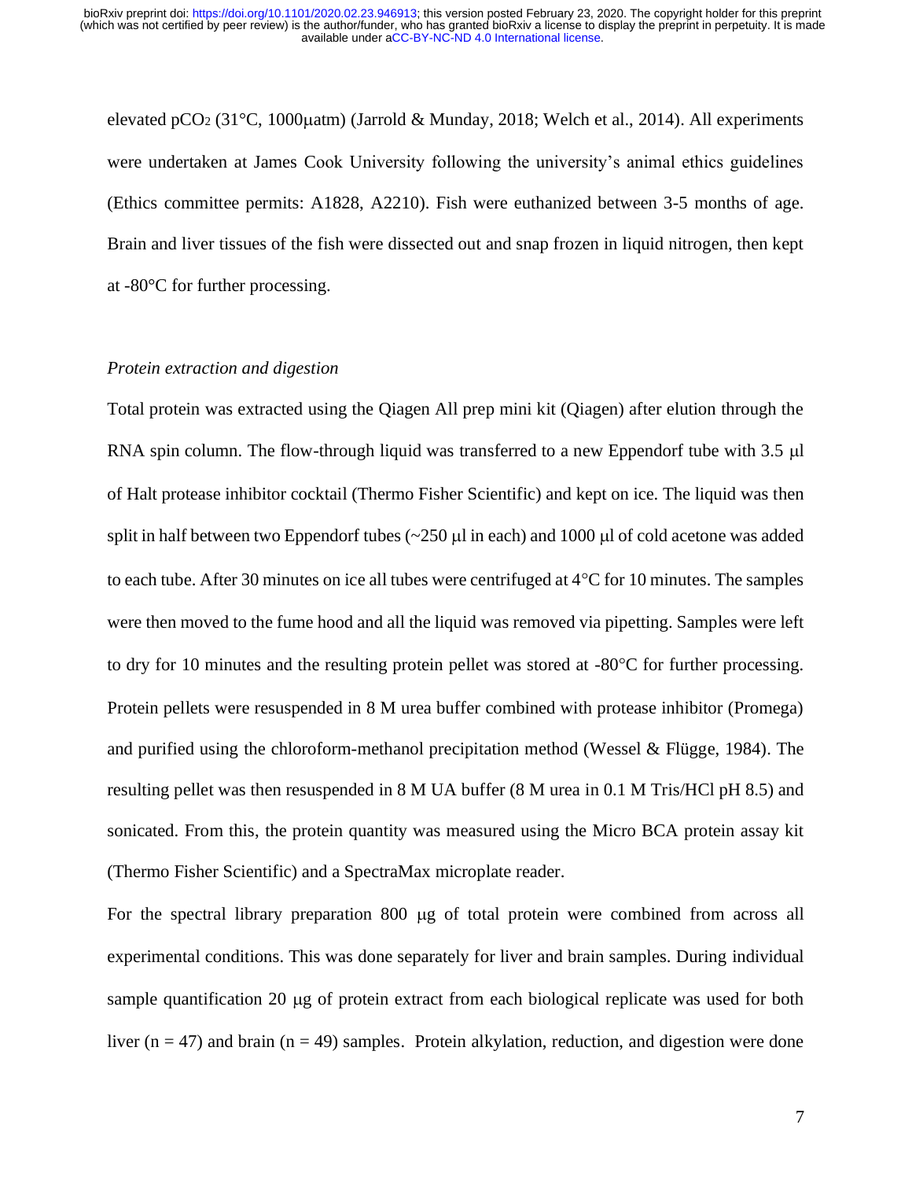elevated $pCO_2$ (31°C, 1000μatm) (Jarrold & Munday, 2018; Welch et al., 2014). All experiments were undertaken at James Cook University following the university's animal ethics guidelines (Ethics committee permits: A1828, A2210). Fish were euthanized between 3-5 months of age. Brain and liver tissues of the fish were dissected out and snap frozen in liquid nitrogen, then kept at -80°C for further processing.

*Protein extraction and digestion*

Total protein was extracted using the Qiagen All prep mini kit (Qiagen) after elution through the RNA spin column. The flow-through liquid was transferred to a new Eppendorf tube with 3.5 μl of Halt protease inhibitor cocktail (Thermo Fisher Scientific) and kept on ice. The liquid was then split in half between two Eppendorf tubes (~250 μl in each) and 1000 μl of cold acetone was added to each tube. After 30 minutes on ice all tubes were centrifuged at 4°C for 10 minutes. The samples were then moved to the fume hood and all the liquid was removed via pipetting. Samples were left to dry for 10 minutes and the resulting protein pellet was stored at -80°C for further processing. Protein pellets were resuspended in 8 M urea buffer combined with protease inhibitor (Promega) and purified using the chloroform-methanol precipitation method (Wessel & Flügge, 1984). The resulting pellet was then resuspended in 8 M UA buffer (8 M urea in 0.1 M Tris/HCl pH 8.5) and sonicated. From this, the protein quantity was measured using the Micro BCA protein assay kit (Thermo Fisher Scientific) and a SpectraMax microplate reader.

For the spectral library preparation 800 μg of total protein were combined from across all experimental conditions. This was done separately for liver and brain samples. During individual sample quantification 20 μg of protein extract from each biological replicate was used for both liver ($n = 47$) and brain ($n = 49$) samples. Protein alkylation, reduction, and digestion were done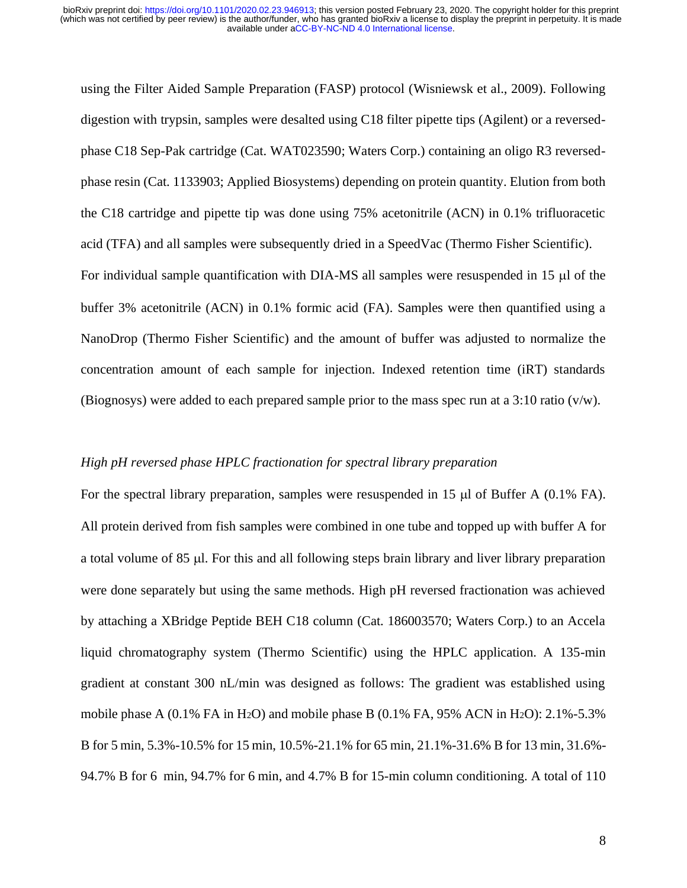using the Filter Aided Sample Preparation (FASP) protocol (Wisniewsk et al., 2009). Following digestion with trypsin, samples were desalted using C18 filter pipette tips (Agilent) or a reversed-phase C18 Sep-Pak cartridge (Cat. WAT023590; Waters Corp.) containing an oligo R3 reversed-phase resin (Cat. 1133903; Applied Biosystems) depending on protein quantity. Elution from both the C18 cartridge and pipette tip was done using 75% acetonitrile (ACN) in 0.1% trifluoracetic acid (TFA) and all samples were subsequently dried in a SpeedVac (Thermo Fisher Scientific). For individual sample quantification with DIA-MS all samples were resuspended in 15 μl of the buffer 3% acetonitrile (ACN) in 0.1% formic acid (FA). Samples were then quantified using a NanoDrop (Thermo Fisher Scientific) and the amount of buffer was adjusted to normalize the concentration amount of each sample for injection. Indexed retention time (iRT) standards (Biognosys) were added to each prepared sample prior to the mass spec run at a 3:10 ratio (v/w).

*High pH reversed phase HPLC fractionation for spectral library preparation*

For the spectral library preparation, samples were resuspended in 15 μl of Buffer A (0.1% FA). All protein derived from fish samples were combined in one tube and topped up with buffer A for a total volume of 85 μl. For this and all following steps brain library and liver library preparation were done separately but using the same methods. High pH reversed fractionation was achieved by attaching a XBridge Peptide BEH C18 column (Cat. 186003570; Waters Corp.) to an Accela liquid chromatography system (Thermo Scientific) using the HPLC application. A 135-min gradient at constant 300 nL/min was designed as follows: The gradient was established using mobile phase A (0.1% FA in $H_2O$) and mobile phase B (0.1% FA, 95% ACN in $H_2O$): 2.1%-5.3% B for 5 min, 5.3%-10.5% for 15 min, 10.5%-21.1% for 65 min, 21.1%-31.6% B for 13 min, 31.6%-94.7% B for 6 min, 94.7% for 6 min, and 4.7% B for 15-min column conditioning. A total of 110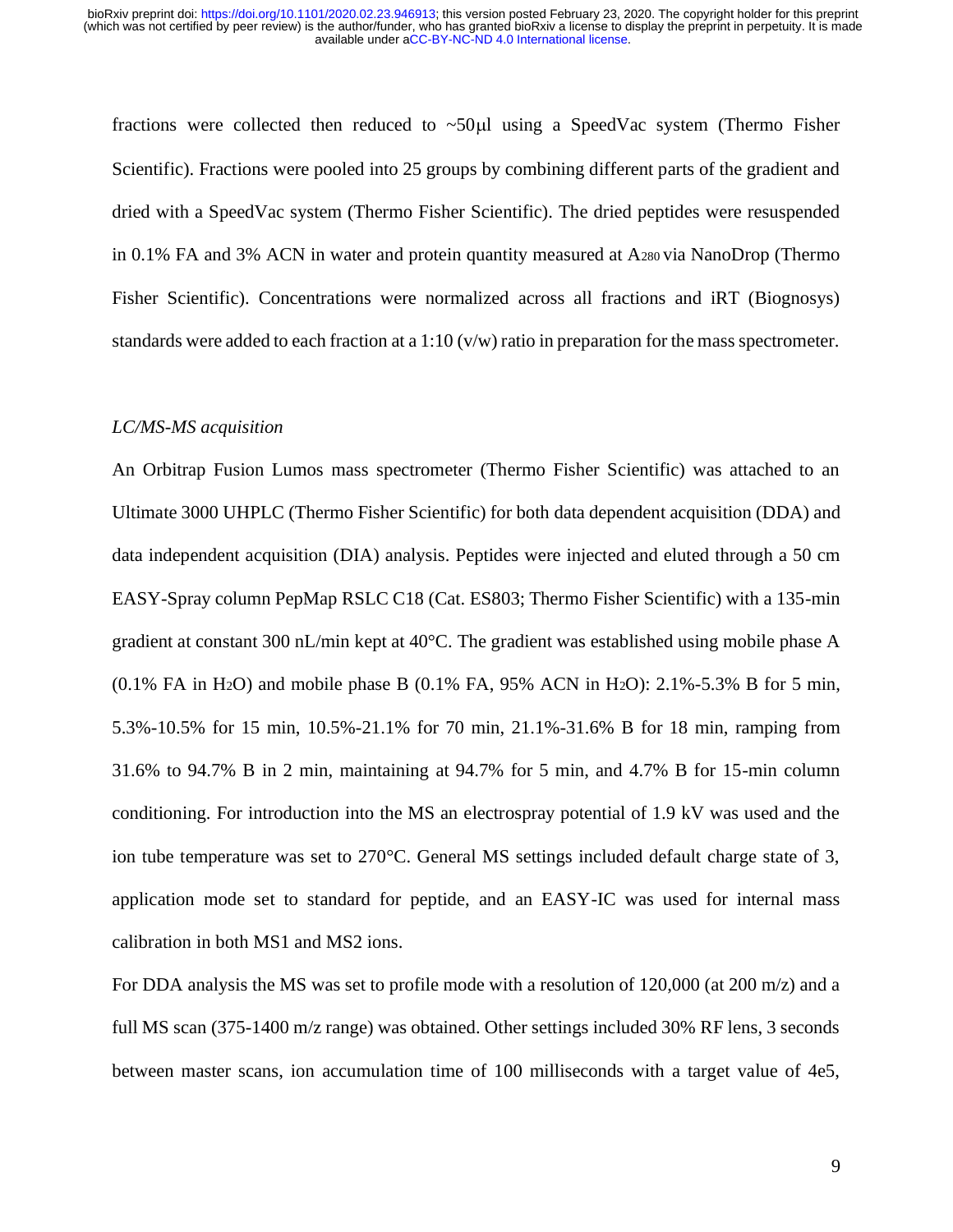fractions were collected then reduced to ~50μl using a SpeedVac system (Thermo Fisher Scientific). Fractions were pooled into 25 groups by combining different parts of the gradient and dried with a SpeedVac system (Thermo Fisher Scientific). The dried peptides were resuspended in 0.1% FA and 3% ACN in water and protein quantity measured at $A_{280}$ via NanoDrop (Thermo Fisher Scientific). Concentrations were normalized across all fractions and iRT (Biognosys) standards were added to each fraction at a 1:10 (v/w) ratio in preparation for the mass spectrometer.

*LC/MS-MS acquisition*

An Orbitrap Fusion Lumos mass spectrometer (Thermo Fisher Scientific) was attached to an Ultimate 3000 UHPLC (Thermo Fisher Scientific) for both data dependent acquisition (DDA) and data independent acquisition (DIA) analysis. Peptides were injected and eluted through a 50 cm EASY-Spray column PepMap RSLC C18 (Cat. ES803; Thermo Fisher Scientific) with a 135-min gradient at constant 300 nL/min kept at 40°C. The gradient was established using mobile phase A (0.1% FA in $H_2O$) and mobile phase B (0.1% FA, 95% ACN in $H_2O$): 2.1%-5.3% B for 5 min, 5.3%-10.5% for 15 min, 10.5%-21.1% for 70 min, 21.1%-31.6% B for 18 min, ramping from 31.6% to 94.7% B in 2 min, maintaining at 94.7% for 5 min, and 4.7% B for 15-min column conditioning. For introduction into the MS an electrospray potential of 1.9 kV was used and the ion tube temperature was set to 270°C. General MS settings included default charge state of 3, application mode set to standard for peptide, and an EASY-IC was used for internal mass calibration in both MS1 and MS2 ions.

For DDA analysis the MS was set to profile mode with a resolution of 120,000 (at 200 m/z) and a full MS scan (375-1400 m/z range) was obtained. Other settings included 30% RF lens, 3 seconds between master scans, ion accumulation time of 100 milliseconds with a target value of 4e5,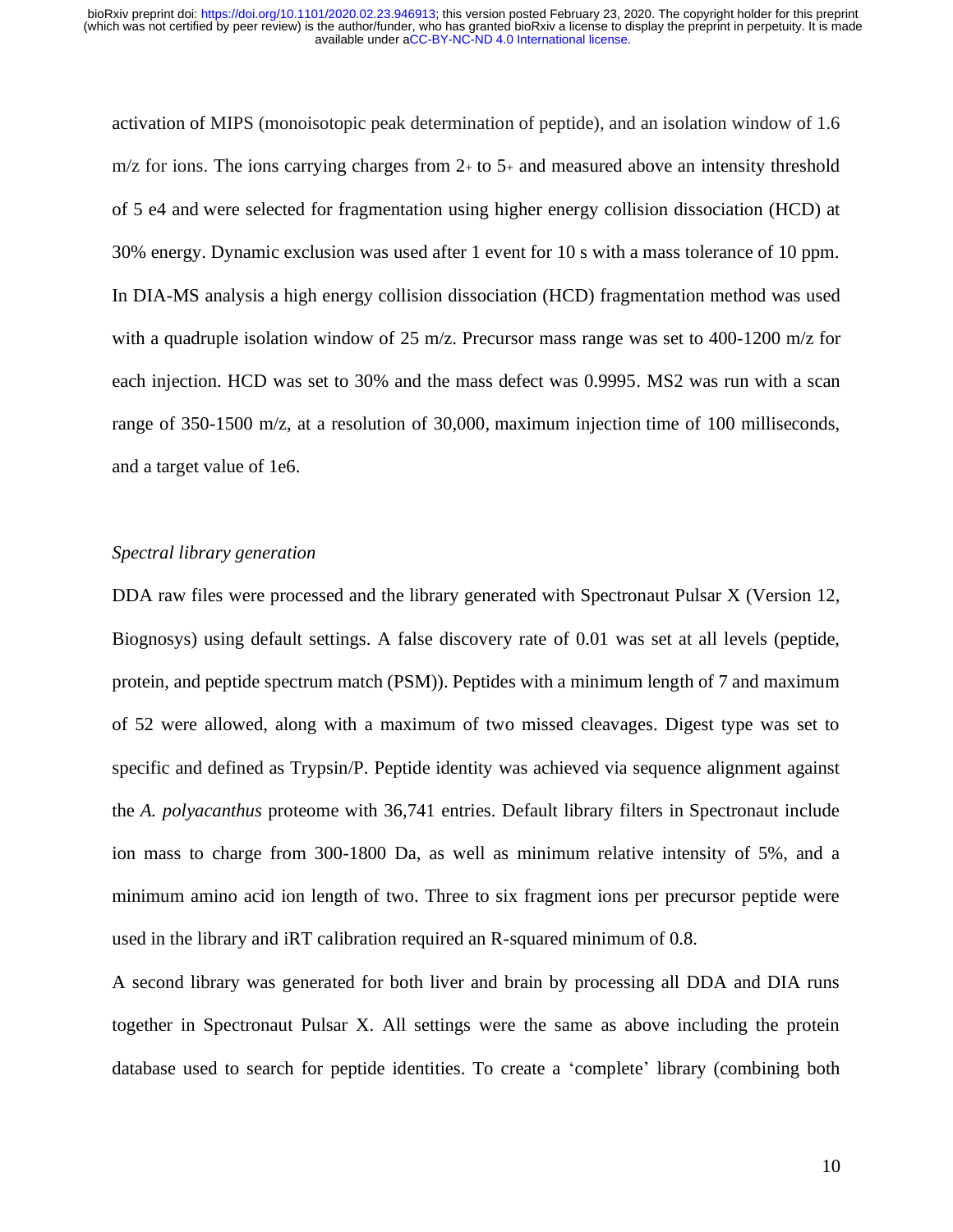activation of MIPS (monoisotopic peak determination of peptide), and an isolation window of 1.6 m/z for ions. The ions carrying charges from $2_+$ to $5_+$ and measured above an intensity threshold of 5 e4 and were selected for fragmentation using higher energy collision dissociation (HCD) at 30% energy. Dynamic exclusion was used after 1 event for 10 s with a mass tolerance of 10 ppm. In DIA-MS analysis a high energy collision dissociation (HCD) fragmentation method was used with a quadruple isolation window of 25 m/z. Precursor mass range was set to 400-1200 m/z for each injection. HCD was set to 30% and the mass defect was 0.9995. MS2 was run with a scan range of 350-1500 m/z, at a resolution of 30,000, maximum injection time of 100 milliseconds, and a target value of 1e6.

*Spectral library generation*

DDA raw files were processed and the library generated with Spectronaut Pulsar X (Version 12, Biognosys) using default settings. A false discovery rate of 0.01 was set at all levels (peptide, protein, and peptide spectrum match (PSM)). Peptides with a minimum length of 7 and maximum of 52 were allowed, along with a maximum of two missed cleavages. Digest type was set to specific and defined as Trypsin/P. Peptide identity was achieved via sequence alignment against the *A. polyacanthus* proteome with 36,741 entries. Default library filters in Spectronaut include ion mass to charge from 300-1800 Da, as well as minimum relative intensity of 5%, and a minimum amino acid ion length of two. Three to six fragment ions per precursor peptide were used in the library and iRT calibration required an R-squared minimum of 0.8.

A second library was generated for both liver and brain by processing all DDA and DIA runs together in Spectronaut Pulsar X. All settings were the same as above including the protein database used to search for peptide identities. To create a 'complete' library (combining both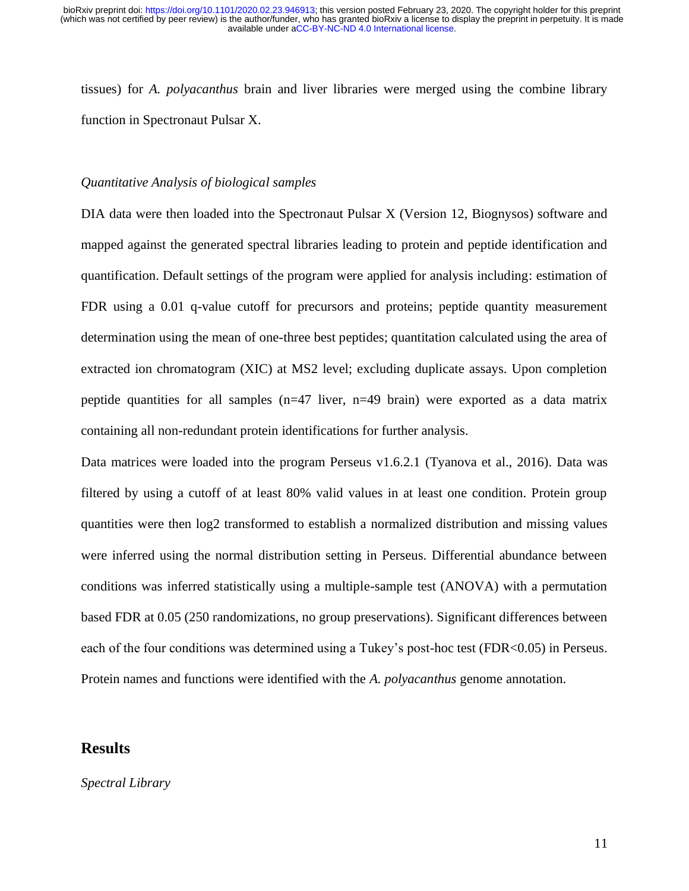tissues) for *A. polyacanthus* brain and liver libraries were merged using the combine library function in Spectronaut Pulsar X.

*Quantitative Analysis of biological samples*

DIA data were then loaded into the Spectronaut Pulsar X (Version 12, Biognysos) software and mapped against the generated spectral libraries leading to protein and peptide identification and quantification. Default settings of the program were applied for analysis including: estimation of FDR using a 0.01 q-value cutoff for precursors and proteins; peptide quantity measurement determination using the mean of one-three best peptides; quantitation calculated using the area of extracted ion chromatogram (XIC) at MS2 level; excluding duplicate assays. Upon completion peptide quantities for all samples (n=47 liver, n=49 brain) were exported as a data matrix containing all non-redundant protein identifications for further analysis.

Data matrices were loaded into the program Perseus v1.6.2.1 (Tyanova et al., 2016). Data was filtered by using a cutoff of at least 80% valid values in at least one condition. Protein group quantities were then log2 transformed to establish a normalized distribution and missing values were inferred using the normal distribution setting in Perseus. Differential abundance between conditions was inferred statistically using a multiple-sample test (ANOVA) with a permutation based FDR at 0.05 (250 randomizations, no group preservations). Significant differences between each of the four conditions was determined using a Tukey's post-hoc test (FDR<0.05) in Perseus. Protein names and functions were identified with the *A. polyacanthus* genome annotation.

## Results

*Spectral Library*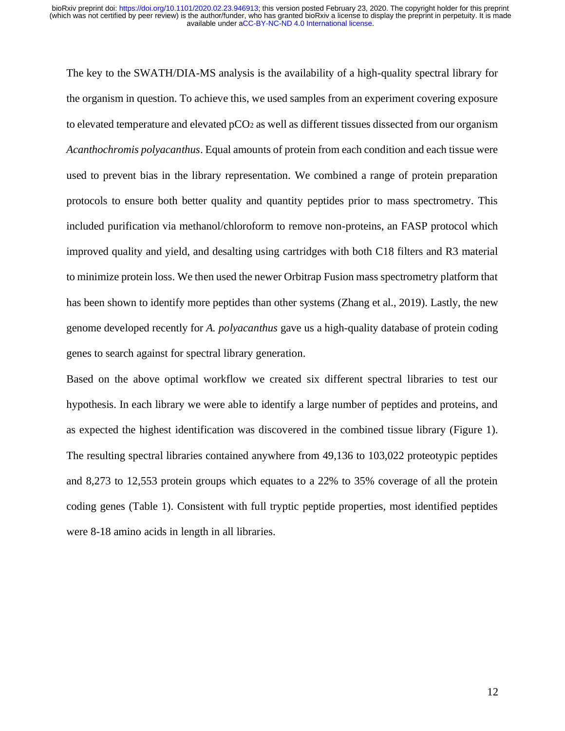The key to the SWATH/DIA-MS analysis is the availability of a high-quality spectral library for the organism in question. To achieve this, we used samples from an experiment covering exposure to elevated temperature and elevated $pCO_2$ as well as different tissues dissected from our organism *Acanthochromis polyacanthus*. Equal amounts of protein from each condition and each tissue were used to prevent bias in the library representation. We combined a range of protein preparation protocols to ensure both better quality and quantity peptides prior to mass spectrometry. This included purification via methanol/chloroform to remove non-proteins, an FASP protocol which improved quality and yield, and desalting using cartridges with both C18 filters and R3 material to minimize protein loss. We then used the newer Orbitrap Fusion mass spectrometry platform that has been shown to identify more peptides than other systems (Zhang et al., 2019). Lastly, the new genome developed recently for *A. polyacanthus* gave us a high-quality database of protein coding genes to search against for spectral library generation.

Based on the above optimal workflow we created six different spectral libraries to test our hypothesis. In each library we were able to identify a large number of peptides and proteins, and as expected the highest identification was discovered in the combined tissue library (Figure 1). The resulting spectral libraries contained anywhere from 49,136 to 103,022 proteotypic peptides and 8,273 to 12,553 protein groups which equates to a 22% to 35% coverage of all the protein coding genes (Table 1). Consistent with full tryptic peptide properties, most identified peptides were 8-18 amino acids in length in all libraries.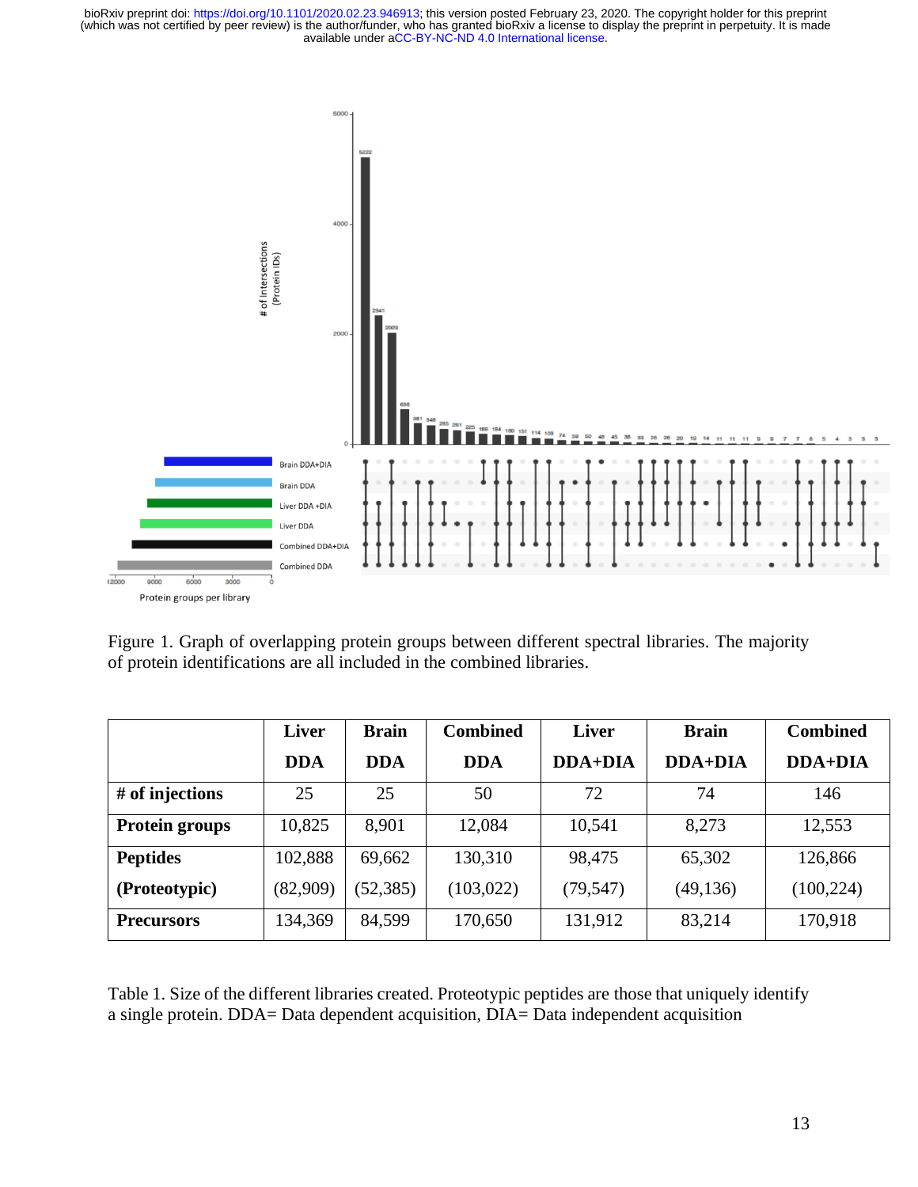Figure 1. Graph of overlapping protein groups between different spectral libraries. The majority of protein identifications are all included in the combined libraries.

| | Liver DDA | Brain DDA | Combined DDA | Liver DDA+DIA | Brain DDA+DIA | Combined DDA+DIA |
|---|---|---|---|---|---|---|
| **# of injections** | 25 | 25 | 50 | 72 | 74 | 146 |
| **Protein groups** | 10,825 | 8,901 | 12,084 | 10,541 | 8,273 | 12,553 |
| **Peptides (Proteotypic)** | 102,888 (82,909) | 69,662 (52,385) | 130,310 (103,022) | 98,475 (79,547) | 65,302 (49,136) | 126,866 (100,224) |
| **Precursors** | 134,369 | 84,599 | 170,650 | 131,912 | 83,214 | 170,918 |

Table 1. Size of the different libraries created. Proteotypic peptides are those that uniquely identify a single protein. DDA= Data dependent acquisition, DIA= Data independent acquisition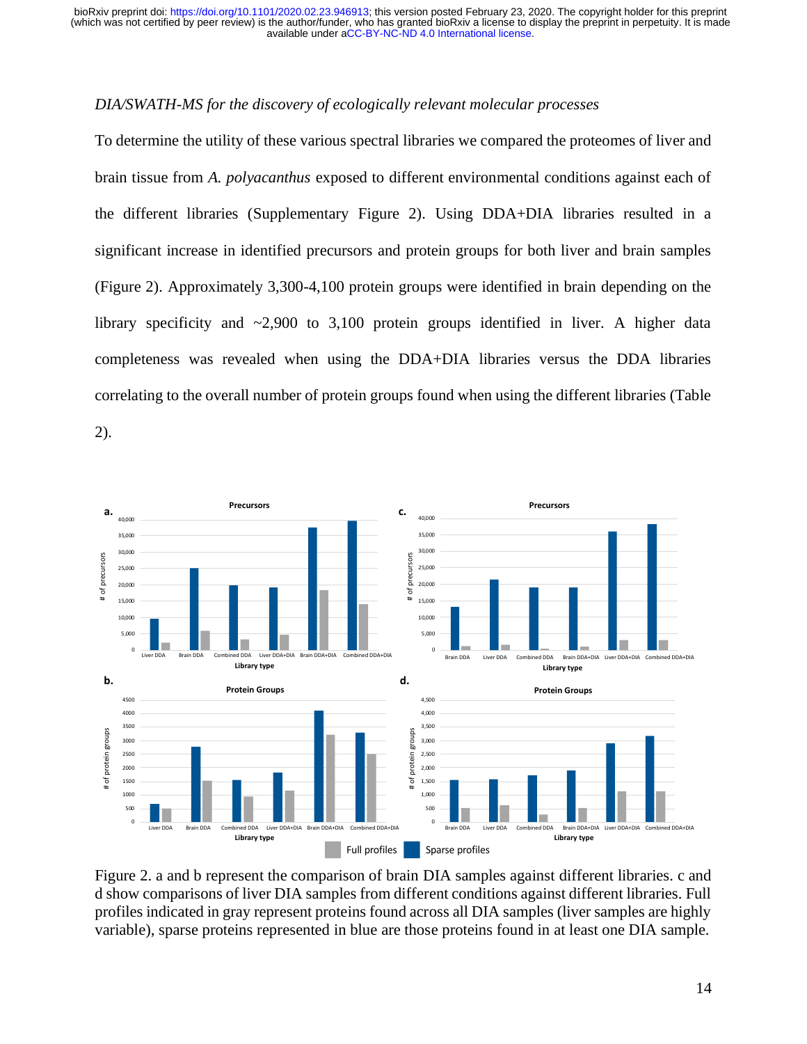*DIA/SWATH-MS for the discovery of ecologically relevant molecular processes*

To determine the utility of these various spectral libraries we compared the proteomes of liver and brain tissue from *A. polyacanthus* exposed to different environmental conditions against each of the different libraries (Supplementary Figure 2). Using DDA+DIA libraries resulted in a significant increase in identified precursors and protein groups for both liver and brain samples (Figure 2). Approximately 3,300-4,100 protein groups were identified in brain depending on the library specificity and ~2,900 to 3,100 protein groups identified in liver. A higher data completeness was revealed when using the DDA+DIA libraries versus the DDA libraries correlating to the overall number of protein groups found when using the different libraries (Table 2).

Figure 2. a and b represent the comparison of brain DIA samples against different libraries. c and d show comparisons of liver DIA samples from different conditions against different libraries. Full profiles indicated in gray represent proteins found across all DIA samples (liver samples are highly variable), sparse proteins represented in blue are those proteins found in at least one DIA sample.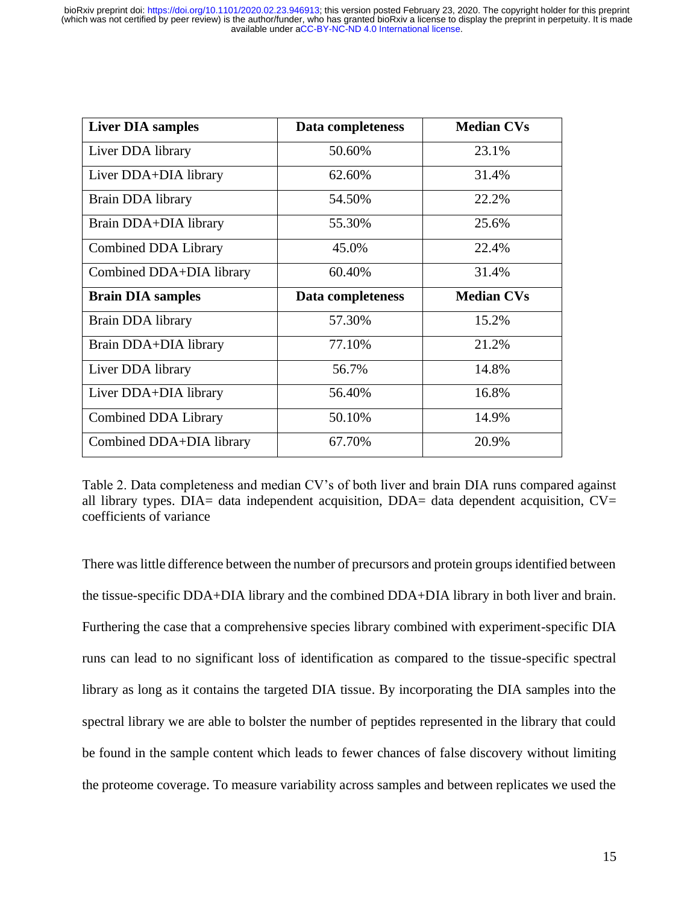| **Liver DIA samples** | **Data completeness** | **Median CVs** |
| --- | --- | --- |
| Liver DDA library | 50.60% | 23.1% |
| Liver DDA+DIA library | 62.60% | 31.4% |
| Brain DDA library | 54.50% | 22.2% |
| Brain DDA+DIA library | 55.30% | 25.6% |
| Combined DDA Library | 45.0% | 22.4% |
| Combined DDA+DIA library | 60.40% | 31.4% |
| **Brain DIA samples** | **Data completeness** | **Median CVs** |
| Brain DDA library | 57.30% | 15.2% |
| Brain DDA+DIA library | 77.10% | 21.2% |
| Liver DDA library | 56.7% | 14.8% |
| Liver DDA+DIA library | 56.40% | 16.8% |
| Combined DDA Library | 50.10% | 14.9% |
| Combined DDA+DIA library | 67.70% | 20.9% |

Table 2. Data completeness and median CV's of both liver and brain DIA runs compared against all library types. DIA= data independent acquisition, DDA= data dependent acquisition, CV= coefficients of variance

There was little difference between the number of precursors and protein groups identified between the tissue-specific DDA+DIA library and the combined DDA+DIA library in both liver and brain. Furthering the case that a comprehensive species library combined with experiment-specific DIA runs can lead to no significant loss of identification as compared to the tissue-specific spectral library as long as it contains the targeted DIA tissue. By incorporating the DIA samples into the spectral library we are able to bolster the number of peptides represented in the library that could be found in the sample content which leads to fewer chances of false discovery without limiting the proteome coverage. To measure variability across samples and between replicates we used the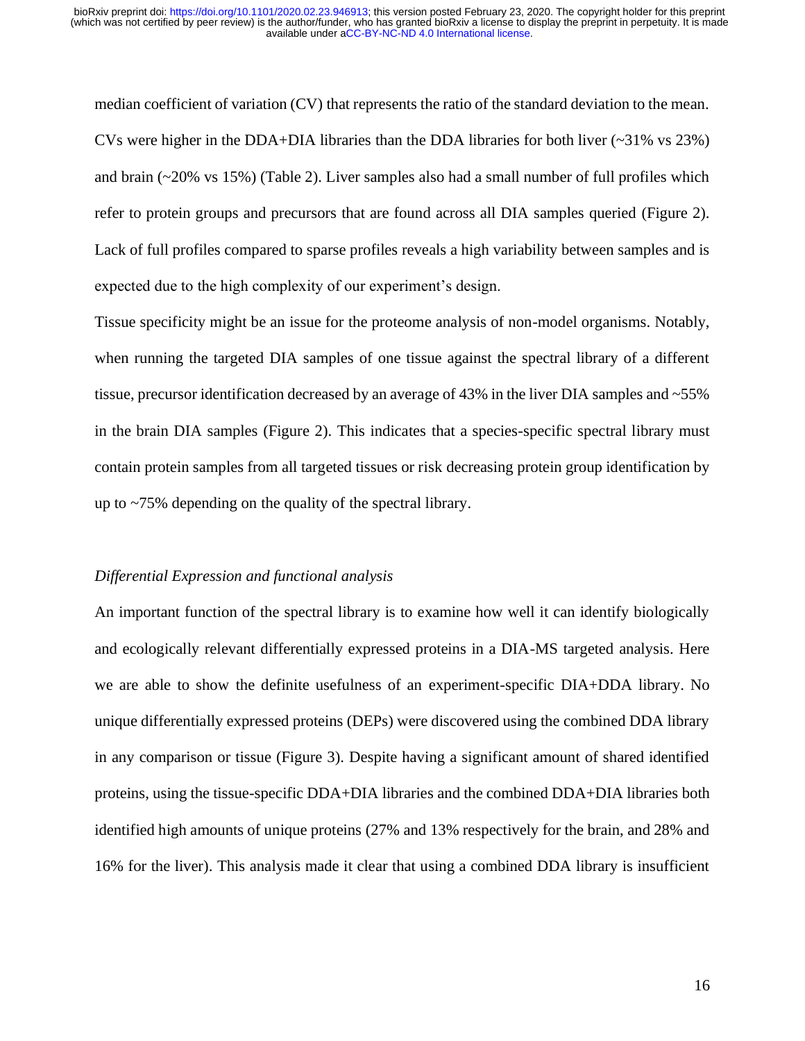median coefficient of variation (CV) that represents the ratio of the standard deviation to the mean. CVs were higher in the DDA+DIA libraries than the DDA libraries for both liver (~31% vs 23%) and brain (~20% vs 15%) (Table 2). Liver samples also had a small number of full profiles which refer to protein groups and precursors that are found across all DIA samples queried (Figure 2). Lack of full profiles compared to sparse profiles reveals a high variability between samples and is expected due to the high complexity of our experiment's design.

Tissue specificity might be an issue for the proteome analysis of non-model organisms. Notably, when running the targeted DIA samples of one tissue against the spectral library of a different tissue, precursor identification decreased by an average of 43% in the liver DIA samples and ~55% in the brain DIA samples (Figure 2). This indicates that a species-specific spectral library must contain protein samples from all targeted tissues or risk decreasing protein group identification by up to ~75% depending on the quality of the spectral library.

*Differential Expression and functional analysis*

An important function of the spectral library is to examine how well it can identify biologically and ecologically relevant differentially expressed proteins in a DIA-MS targeted analysis. Here we are able to show the definite usefulness of an experiment-specific DIA+DDA library. No unique differentially expressed proteins (DEPs) were discovered using the combined DDA library in any comparison or tissue (Figure 3). Despite having a significant amount of shared identified proteins, using the tissue-specific DDA+DIA libraries and the combined DDA+DIA libraries both identified high amounts of unique proteins (27% and 13% respectively for the brain, and 28% and 16% for the liver). This analysis made it clear that using a combined DDA library is insufficient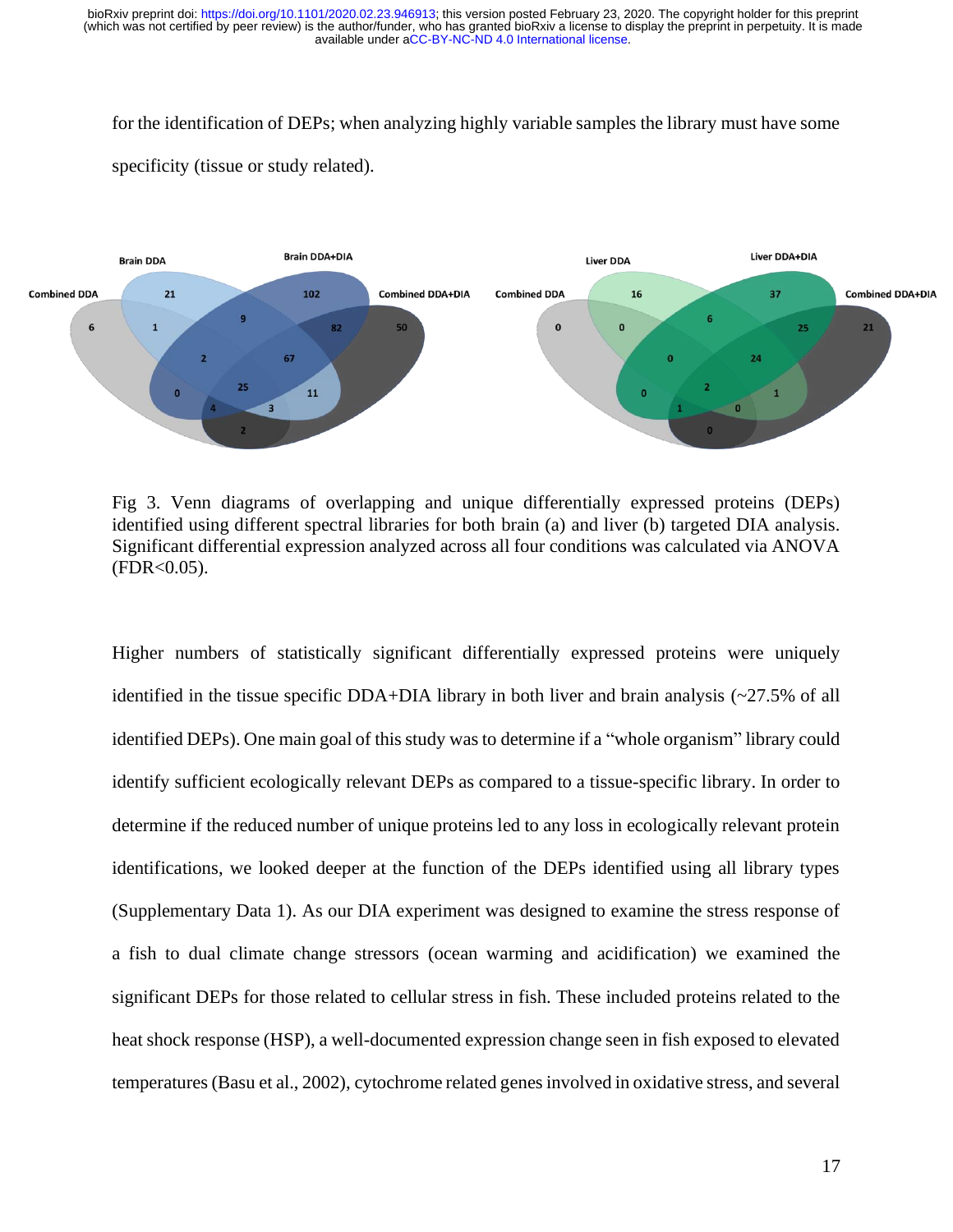for the identification of DEPs; when analyzing highly variable samples the library must have some specificity (tissue or study related).

Fig 3. Venn diagrams of overlapping and unique differentially expressed proteins (DEPs) identified using different spectral libraries for both brain (a) and liver (b) targeted DIA analysis. Significant differential expression analyzed across all four conditions was calculated via ANOVA (FDR<0.05).

Higher numbers of statistically significant differentially expressed proteins were uniquely identified in the tissue specific DDA+DIA library in both liver and brain analysis (~27.5% of all identified DEPs). One main goal of this study was to determine if a "whole organism" library could identify sufficient ecologically relevant DEPs as compared to a tissue-specific library. In order to determine if the reduced number of unique proteins led to any loss in ecologically relevant protein identifications, we looked deeper at the function of the DEPs identified using all library types (Supplementary Data 1). As our DIA experiment was designed to examine the stress response of a fish to dual climate change stressors (ocean warming and acidification) we examined the significant DEPs for those related to cellular stress in fish. These included proteins related to the heat shock response (HSP), a well-documented expression change seen in fish exposed to elevated temperatures (Basu et al., 2002), cytochrome related genes involved in oxidative stress, and several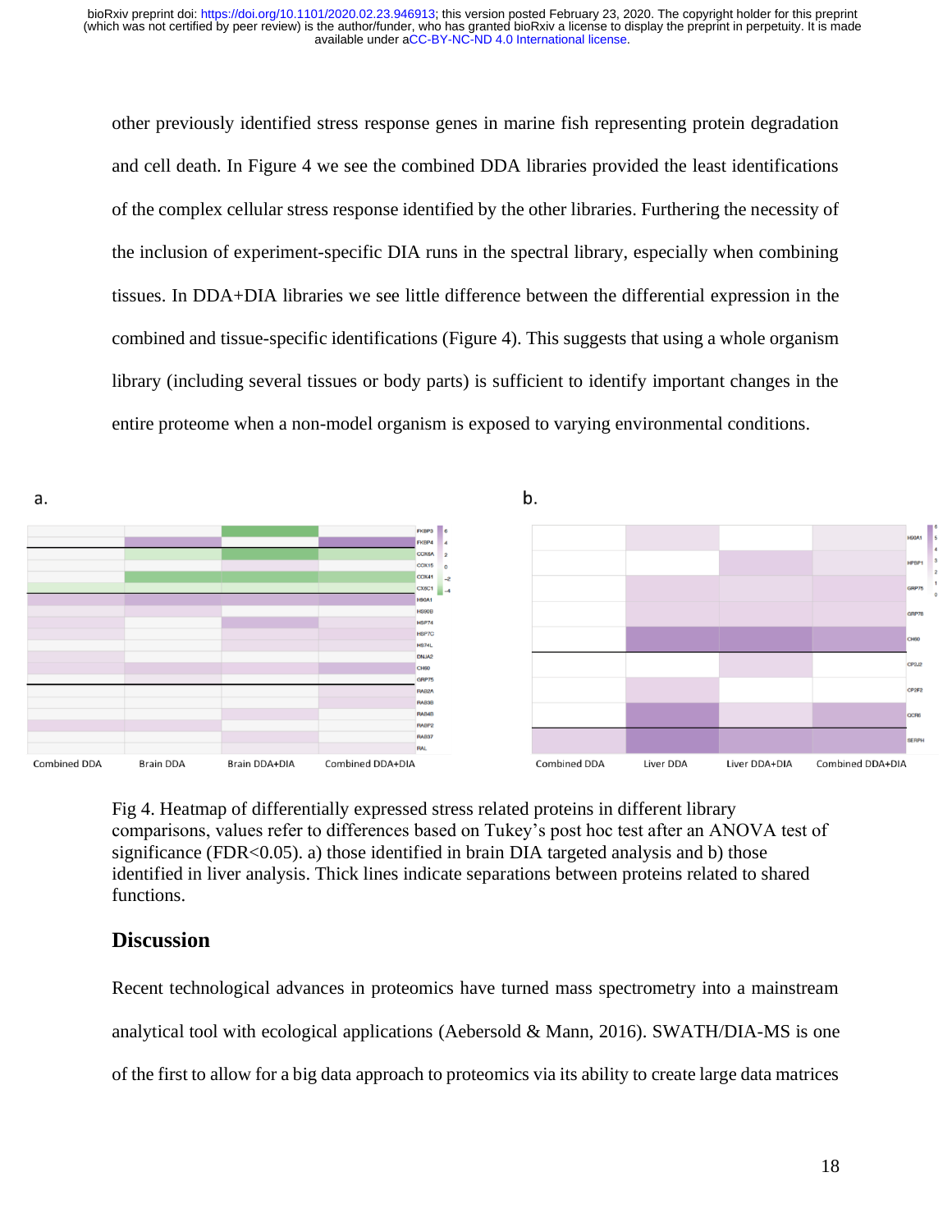other previously identified stress response genes in marine fish representing protein degradation and cell death. In Figure 4 we see the combined DDA libraries provided the least identifications of the complex cellular stress response identified by the other libraries. Furthering the necessity of the inclusion of experiment-specific DIA runs in the spectral library, especially when combining tissues. In DDA+DIA libraries we see little difference between the differential expression in the combined and tissue-specific identifications (Figure 4). This suggests that using a whole organism library (including several tissues or body parts) is sufficient to identify important changes in the entire proteome when a non-model organism is exposed to varying environmental conditions.

Fig 4. Heatmap of differentially expressed stress related proteins in different library comparisons, values refer to differences based on Tukey's post hoc test after an ANOVA test of significance (FDR<0.05). a) those identified in brain DIA targeted analysis and b) those identified in liver analysis. Thick lines indicate separations between proteins related to shared functions.

## Discussion

Recent technological advances in proteomics have turned mass spectrometry into a mainstream analytical tool with ecological applications (Aebersold & Mann, 2016). SWATH/DIA-MS is one of the first to allow for a big data approach to proteomics via its ability to create large data matrices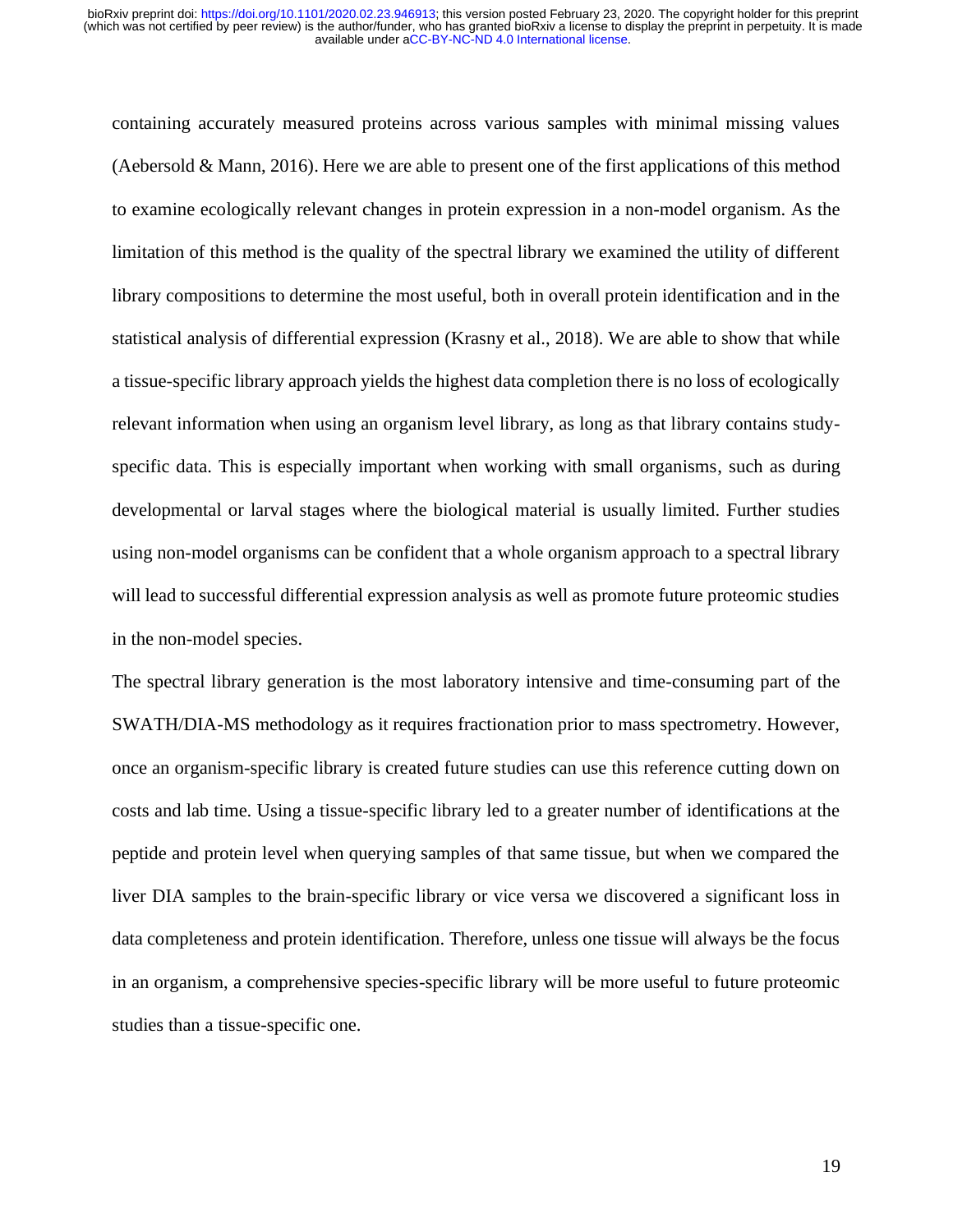containing accurately measured proteins across various samples with minimal missing values (Aebersold & Mann, 2016). Here we are able to present one of the first applications of this method to examine ecologically relevant changes in protein expression in a non-model organism. As the limitation of this method is the quality of the spectral library we examined the utility of different library compositions to determine the most useful, both in overall protein identification and in the statistical analysis of differential expression (Krasny et al., 2018). We are able to show that while a tissue-specific library approach yields the highest data completion there is no loss of ecologically relevant information when using an organism level library, as long as that library contains study-specific data. This is especially important when working with small organisms, such as during developmental or larval stages where the biological material is usually limited. Further studies using non-model organisms can be confident that a whole organism approach to a spectral library will lead to successful differential expression analysis as well as promote future proteomic studies in the non-model species.

The spectral library generation is the most laboratory intensive and time-consuming part of the SWATH/DIA-MS methodology as it requires fractionation prior to mass spectrometry. However, once an organism-specific library is created future studies can use this reference cutting down on costs and lab time. Using a tissue-specific library led to a greater number of identifications at the peptide and protein level when querying samples of that same tissue, but when we compared the liver DIA samples to the brain-specific library or vice versa we discovered a significant loss in data completeness and protein identification. Therefore, unless one tissue will always be the focus in an organism, a comprehensive species-specific library will be more useful to future proteomic studies than a tissue-specific one.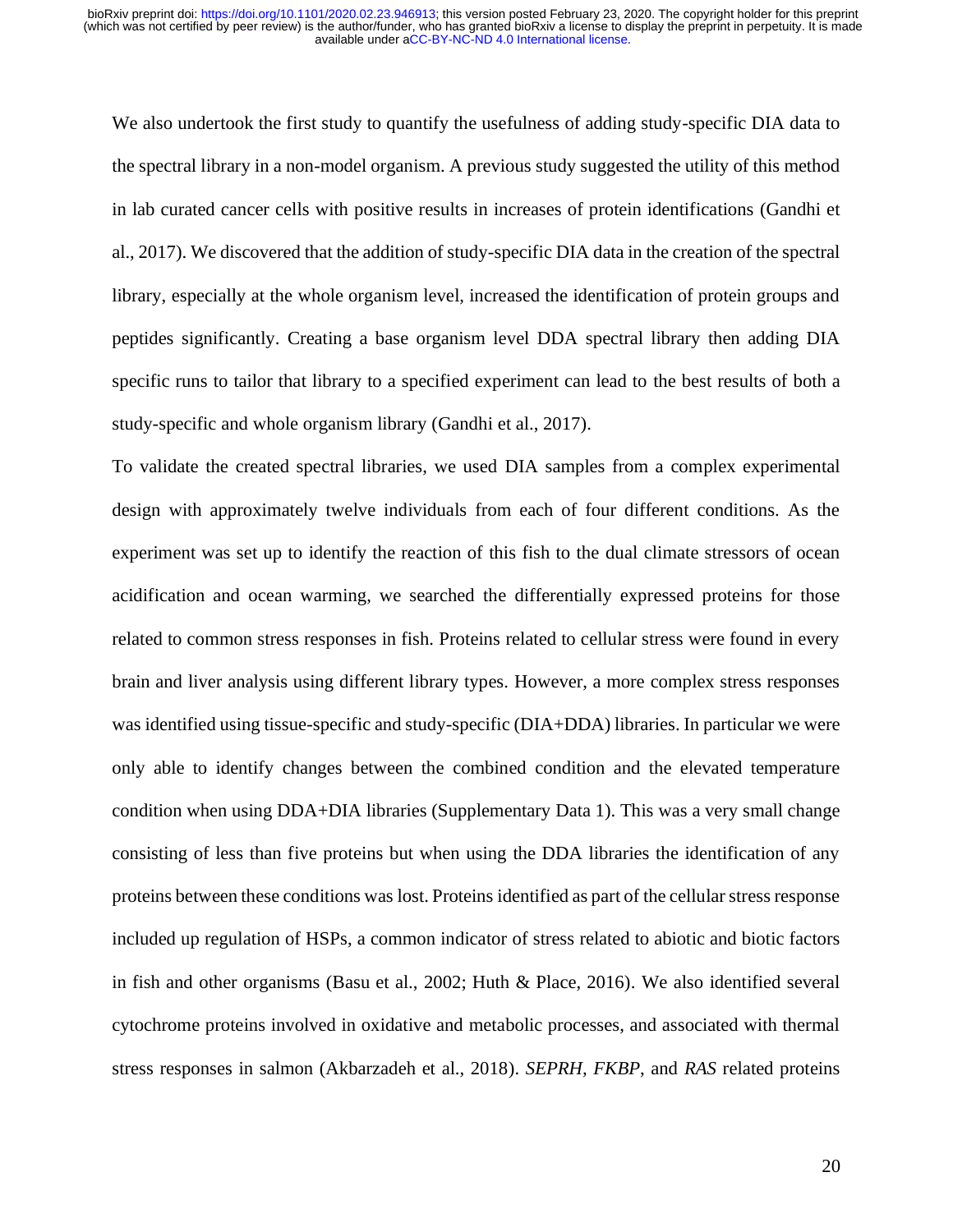We also undertook the first study to quantify the usefulness of adding study-specific DIA data to the spectral library in a non-model organism. A previous study suggested the utility of this method in lab curated cancer cells with positive results in increases of protein identifications (Gandhi et al., 2017). We discovered that the addition of study-specific DIA data in the creation of the spectral library, especially at the whole organism level, increased the identification of protein groups and peptides significantly. Creating a base organism level DDA spectral library then adding DIA specific runs to tailor that library to a specified experiment can lead to the best results of both a study-specific and whole organism library (Gandhi et al., 2017).

To validate the created spectral libraries, we used DIA samples from a complex experimental design with approximately twelve individuals from each of four different conditions. As the experiment was set up to identify the reaction of this fish to the dual climate stressors of ocean acidification and ocean warming, we searched the differentially expressed proteins for those related to common stress responses in fish. Proteins related to cellular stress were found in every brain and liver analysis using different library types. However, a more complex stress responses was identified using tissue-specific and study-specific (DIA+DDA) libraries. In particular we were only able to identify changes between the combined condition and the elevated temperature condition when using DDA+DIA libraries (Supplementary Data 1). This was a very small change consisting of less than five proteins but when using the DDA libraries the identification of any proteins between these conditions was lost. Proteins identified as part of the cellular stress response included up regulation of HSPs, a common indicator of stress related to abiotic and biotic factors in fish and other organisms (Basu et al., 2002; Huth & Place, 2016). We also identified several cytochrome proteins involved in oxidative and metabolic processes, and associated with thermal stress responses in salmon (Akbarzadeh et al., 2018). *SEPRH, FKBP*, and *RAS* related proteins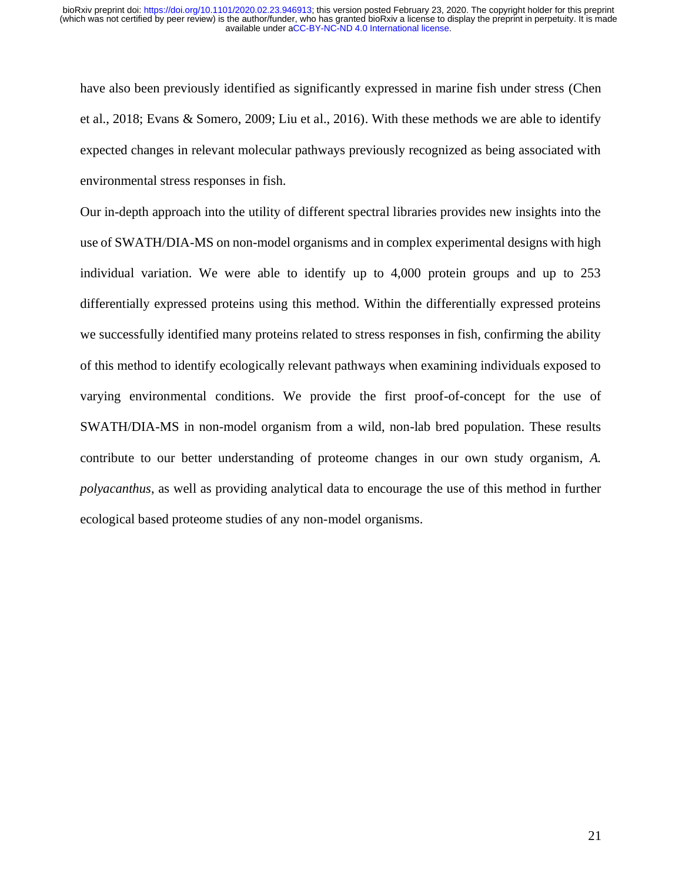have also been previously identified as significantly expressed in marine fish under stress (Chen et al., 2018; Evans & Somero, 2009; Liu et al., 2016). With these methods we are able to identify expected changes in relevant molecular pathways previously recognized as being associated with environmental stress responses in fish.

Our in-depth approach into the utility of different spectral libraries provides new insights into the use of SWATH/DIA-MS on non-model organisms and in complex experimental designs with high individual variation. We were able to identify up to 4,000 protein groups and up to 253 differentially expressed proteins using this method. Within the differentially expressed proteins we successfully identified many proteins related to stress responses in fish, confirming the ability of this method to identify ecologically relevant pathways when examining individuals exposed to varying environmental conditions. We provide the first proof-of-concept for the use of SWATH/DIA-MS in non-model organism from a wild, non-lab bred population. These results contribute to our better understanding of proteome changes in our own study organism, *A. polyacanthus*, as well as providing analytical data to encourage the use of this method in further ecological based proteome studies of any non-model organisms.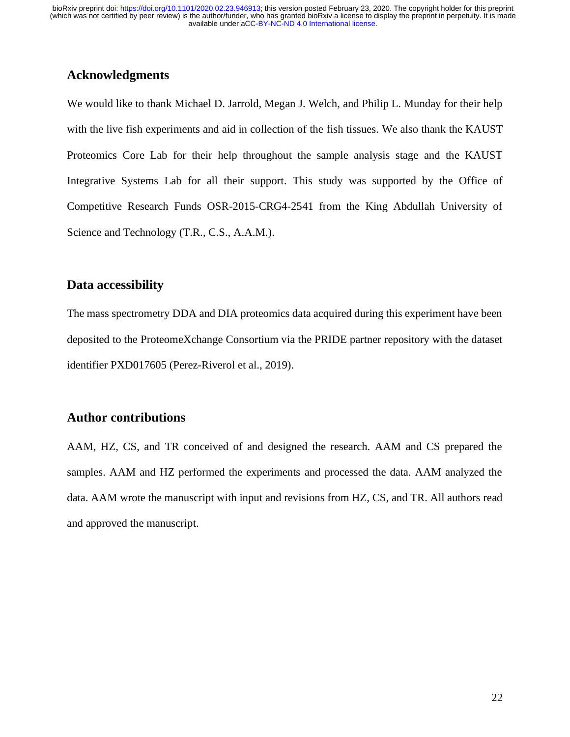## Acknowledgments

We would like to thank Michael D. Jarrold, Megan J. Welch, and Philip L. Munday for their help with the live fish experiments and aid in collection of the fish tissues. We also thank the KAUST Proteomics Core Lab for their help throughout the sample analysis stage and the KAUST Integrative Systems Lab for all their support. This study was supported by the Office of Competitive Research Funds OSR-2015-CRG4-2541 from the King Abdullah University of Science and Technology (T.R., C.S., A.A.M.).

## Data accessibility

The mass spectrometry DDA and DIA proteomics data acquired during this experiment have been deposited to the ProteomeXchange Consortium via the PRIDE partner repository with the dataset identifier PXD017605 (Perez-Riverol et al., 2019).

## Author contributions

AAM, HZ, CS, and TR conceived of and designed the research. AAM and CS prepared the samples. AAM and HZ performed the experiments and processed the data. AAM analyzed the data. AAM wrote the manuscript with input and revisions from HZ, CS, and TR. All authors read and approved the manuscript.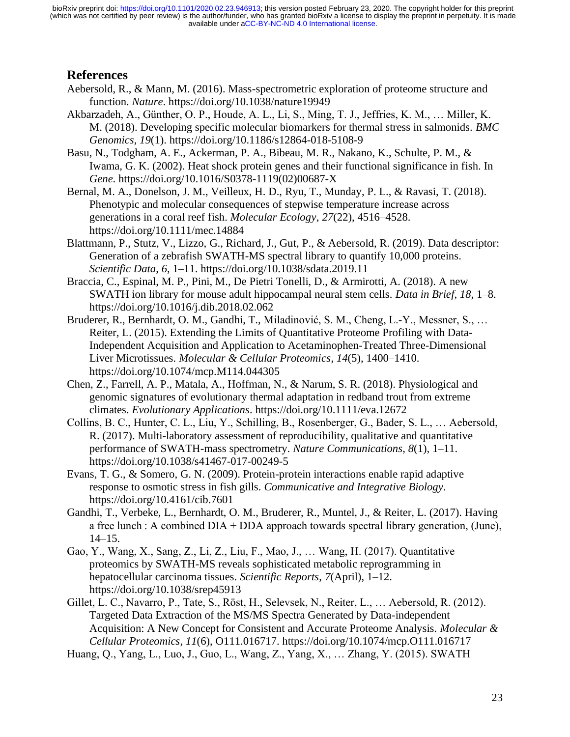## References

Aebersold, R., & Mann, M. (2016). Mass-spectrometric exploration of proteome structure and function. *Nature*. https://doi.org/10.1038/nature19949

Akbarzadeh, A., Günther, O. P., Houde, A. L., Li, S., Ming, T. J., Jeffries, K. M., … Miller, K. M. (2018). Developing specific molecular biomarkers for thermal stress in salmonids. *BMC Genomics*, *19*(1). https://doi.org/10.1186/s12864-018-5108-9

Basu, N., Todgham, A. E., Ackerman, P. A., Bibeau, M. R., Nakano, K., Schulte, P. M., & Iwama, G. K. (2002). Heat shock protein genes and their functional significance in fish. In *Gene*. https://doi.org/10.1016/S0378-1119(02)00687-X

Bernal, M. A., Donelson, J. M., Veilleux, H. D., Ryu, T., Munday, P. L., & Ravasi, T. (2018). Phenotypic and molecular consequences of stepwise temperature increase across generations in a coral reef fish. *Molecular Ecology*, *27*(22), 4516–4528. https://doi.org/10.1111/mec.14884

Blattmann, P., Stutz, V., Lizzo, G., Richard, J., Gut, P., & Aebersold, R. (2019). Data descriptor: Generation of a zebrafish SWATH-MS spectral library to quantify 10,000 proteins. *Scientific Data*, *6*, 1–11. https://doi.org/10.1038/sdata.2019.11

Braccia, C., Espinal, M. P., Pini, M., De Pietri Tonelli, D., & Armirotti, A. (2018). A new SWATH ion library for mouse adult hippocampal neural stem cells. *Data in Brief*, *18*, 1–8. https://doi.org/10.1016/j.dib.2018.02.062

Bruderer, R., Bernhardt, O. M., Gandhi, T., Miladinović, S. M., Cheng, L.-Y., Messner, S., … Reiter, L. (2015). Extending the Limits of Quantitative Proteome Profiling with Data-Independent Acquisition and Application to Acetaminophen-Treated Three-Dimensional Liver Microtissues. *Molecular & Cellular Proteomics*, *14*(5), 1400–1410. https://doi.org/10.1074/mcp.M114.044305

Chen, Z., Farrell, A. P., Matala, A., Hoffman, N., & Narum, S. R. (2018). Physiological and genomic signatures of evolutionary thermal adaptation in redband trout from extreme climates. *Evolutionary Applications*. https://doi.org/10.1111/eva.12672

Collins, B. C., Hunter, C. L., Liu, Y., Schilling, B., Rosenberger, G., Bader, S. L., … Aebersold, R. (2017). Multi-laboratory assessment of reproducibility, qualitative and quantitative performance of SWATH-mass spectrometry. *Nature Communications*, *8*(1), 1–11. https://doi.org/10.1038/s41467-017-00249-5

Evans, T. G., & Somero, G. N. (2009). Protein-protein interactions enable rapid adaptive response to osmotic stress in fish gills. *Communicative and Integrative Biology*. https://doi.org/10.4161/cib.7601

Gandhi, T., Verbeke, L., Bernhardt, O. M., Bruderer, R., Muntel, J., & Reiter, L. (2017). Having a free lunch : A combined DIA + DDA approach towards spectral library generation, (June), 14–15.

Gao, Y., Wang, X., Sang, Z., Li, Z., Liu, F., Mao, J., … Wang, H. (2017). Quantitative proteomics by SWATH-MS reveals sophisticated metabolic reprogramming in hepatocellular carcinoma tissues. *Scientific Reports*, *7*(April), 1–12. https://doi.org/10.1038/srep45913

Gillet, L. C., Navarro, P., Tate, S., Röst, H., Selevsek, N., Reiter, L., … Aebersold, R. (2012). Targeted Data Extraction of the MS/MS Spectra Generated by Data-independent Acquisition: A New Concept for Consistent and Accurate Proteome Analysis. *Molecular & Cellular Proteomics*, *11*(6), O111.016717. https://doi.org/10.1074/mcp.O111.016717

Huang, Q., Yang, L., Luo, J., Guo, L., Wang, Z., Yang, X., … Zhang, Y. (2015). SWATH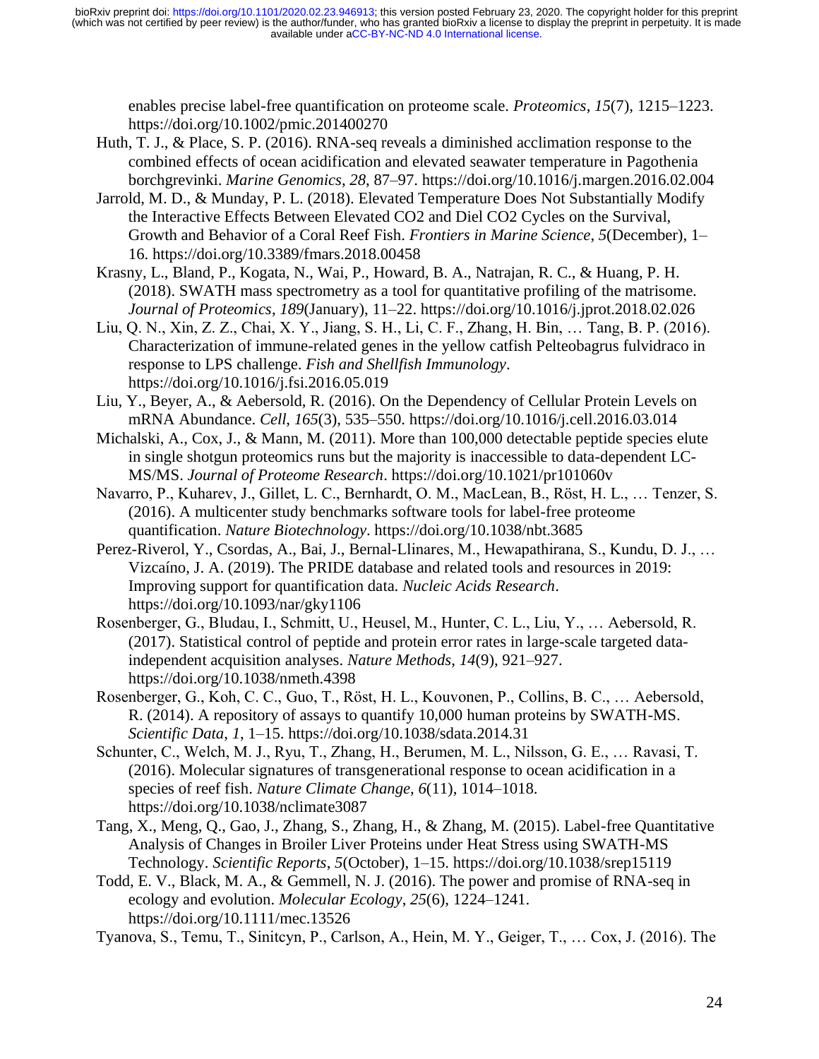enables precise label-free quantification on proteome scale. *Proteomics*, *15*(7), 1215–1223. https://doi.org/10.1002/pmic.201400270

Huth, T. J., & Place, S. P. (2016). RNA-seq reveals a diminished acclimation response to the combined effects of ocean acidification and elevated seawater temperature in Pagothenia borchgrevinki. *Marine Genomics*, *28*, 87–97. https://doi.org/10.1016/j.margen.2016.02.004

Jarrold, M. D., & Munday, P. L. (2018). Elevated Temperature Does Not Substantially Modify the Interactive Effects Between Elevated CO2 and Diel CO2 Cycles on the Survival, Growth and Behavior of a Coral Reef Fish. *Frontiers in Marine Science*, *5*(December), 1–16. https://doi.org/10.3389/fmars.2018.00458

Krasny, L., Bland, P., Kogata, N., Wai, P., Howard, B. A., Natrajan, R. C., & Huang, P. H. (2018). SWATH mass spectrometry as a tool for quantitative profiling of the matrisome. *Journal of Proteomics*, *189*(January), 11–22. https://doi.org/10.1016/j.jprot.2018.02.026

Liu, Q. N., Xin, Z. Z., Chai, X. Y., Jiang, S. H., Li, C. F., Zhang, H. Bin, … Tang, B. P. (2016). Characterization of immune-related genes in the yellow catfish Pelteobagrus fulvidraco in response to LPS challenge. *Fish and Shellfish Immunology*. https://doi.org/10.1016/j.fsi.2016.05.019

Liu, Y., Beyer, A., & Aebersold, R. (2016). On the Dependency of Cellular Protein Levels on mRNA Abundance. *Cell*, *165*(3), 535–550. https://doi.org/10.1016/j.cell.2016.03.014

Michalski, A., Cox, J., & Mann, M. (2011). More than 100,000 detectable peptide species elute in single shotgun proteomics runs but the majority is inaccessible to data-dependent LC-MS/MS. *Journal of Proteome Research*. https://doi.org/10.1021/pr101060v

Navarro, P., Kuharev, J., Gillet, L. C., Bernhardt, O. M., MacLean, B., Röst, H. L., … Tenzer, S. (2016). A multicenter study benchmarks software tools for label-free proteome quantification. *Nature Biotechnology*. https://doi.org/10.1038/nbt.3685

Perez-Riverol, Y., Csordas, A., Bai, J., Bernal-Llinares, M., Hewapathirana, S., Kundu, D. J., … Vizcaíno, J. A. (2019). The PRIDE database and related tools and resources in 2019: Improving support for quantification data. *Nucleic Acids Research*. https://doi.org/10.1093/nar/gky1106

Rosenberger, G., Bludau, I., Schmitt, U., Heusel, M., Hunter, C. L., Liu, Y., … Aebersold, R. (2017). Statistical control of peptide and protein error rates in large-scale targeted data-independent acquisition analyses. *Nature Methods*, *14*(9), 921–927. https://doi.org/10.1038/nmeth.4398

Rosenberger, G., Koh, C. C., Guo, T., Röst, H. L., Kouvonen, P., Collins, B. C., … Aebersold, R. (2014). A repository of assays to quantify 10,000 human proteins by SWATH-MS. *Scientific Data*, *1*, 1–15. https://doi.org/10.1038/sdata.2014.31

Schunter, C., Welch, M. J., Ryu, T., Zhang, H., Berumen, M. L., Nilsson, G. E., … Ravasi, T. (2016). Molecular signatures of transgenerational response to ocean acidification in a species of reef fish. *Nature Climate Change*, *6*(11), 1014–1018. https://doi.org/10.1038/nclimate3087

Tang, X., Meng, Q., Gao, J., Zhang, S., Zhang, H., & Zhang, M. (2015). Label-free Quantitative Analysis of Changes in Broiler Liver Proteins under Heat Stress using SWATH-MS Technology. *Scientific Reports*, *5*(October), 1–15. https://doi.org/10.1038/srep15119

Todd, E. V., Black, M. A., & Gemmell, N. J. (2016). The power and promise of RNA-seq in ecology and evolution. *Molecular Ecology*, *25*(6), 1224–1241. https://doi.org/10.1111/mec.13526

Tyanova, S., Temu, T., Sinitcyn, P., Carlson, A., Hein, M. Y., Geiger, T., … Cox, J. (2016). The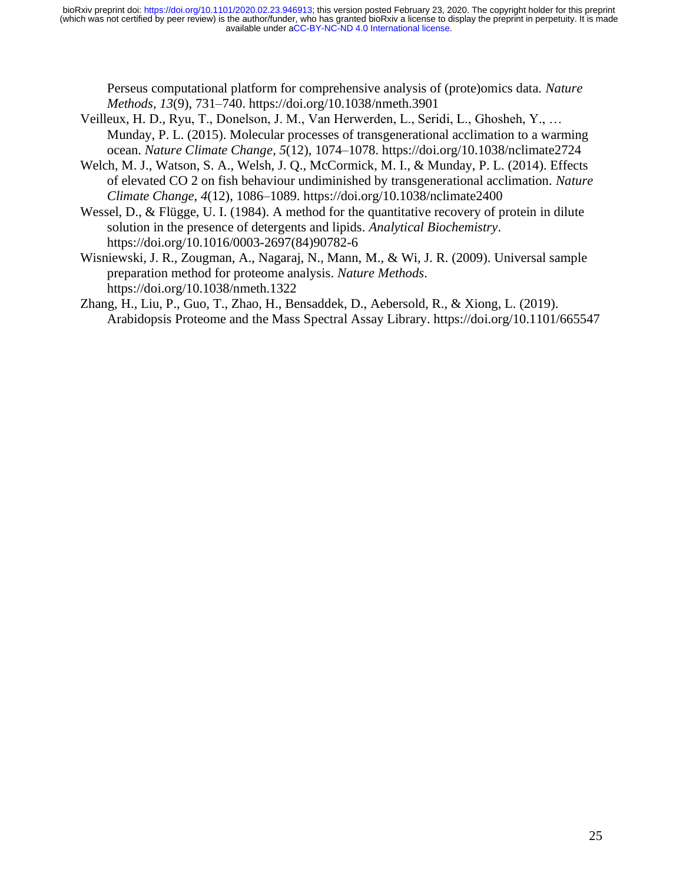Perseus computational platform for comprehensive analysis of (prote)omics data. *Nature Methods*, *13*(9), 731–740. https://doi.org/10.1038/nmeth.3901

Veilleux, H. D., Ryu, T., Donelson, J. M., Van Herwerden, L., Seridi, L., Ghosheh, Y., … Munday, P. L. (2015). Molecular processes of transgenerational acclimation to a warming ocean. *Nature Climate Change*, *5*(12), 1074–1078. https://doi.org/10.1038/nclimate2724

Welch, M. J., Watson, S. A., Welsh, J. Q., McCormick, M. I., & Munday, P. L. (2014). Effects of elevated CO 2 on fish behaviour undiminished by transgenerational acclimation. *Nature Climate Change*, *4*(12), 1086–1089. https://doi.org/10.1038/nclimate2400

Wessel, D., & Flügge, U. I. (1984). A method for the quantitative recovery of protein in dilute solution in the presence of detergents and lipids. *Analytical Biochemistry*. https://doi.org/10.1016/0003-2697(84)90782-6

Wisniewski, J. R., Zougman, A., Nagaraj, N., Mann, M., & Wi, J. R. (2009). Universal sample preparation method for proteome analysis. *Nature Methods*. https://doi.org/10.1038/nmeth.1322

Zhang, H., Liu, P., Guo, T., Zhao, H., Bensaddek, D., Aebersold, R., & Xiong, L. (2019). Arabidopsis Proteome and the Mass Spectral Assay Library. https://doi.org/10.1101/665547